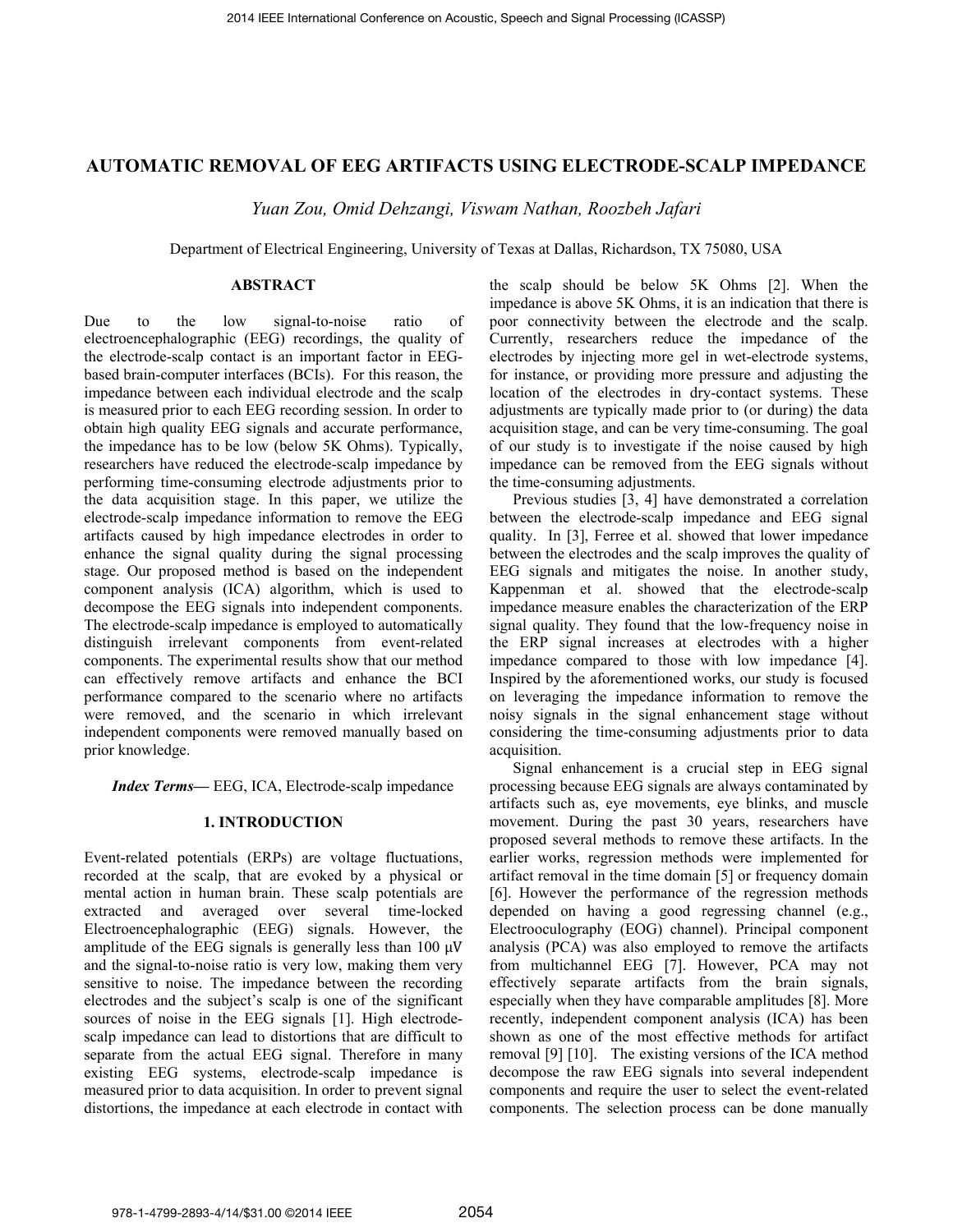# AUTOMATIC REMOVAL OF EEG ARTIFACTS USING ELECTRODE-SCALP IMPEDANCE

*Yuan Zou, Omid Dehzangi, Viswam Nathan, Roozbeh Jafari*

Department of Electrical Engineering, University of Texas at Dallas, Richardson, TX 75080, USA

## ABSTRACT

Due to the low signal-to-noise ratio of electroencephalographic (EEG) recordings, the quality of the electrode-scalp contact is an important factor in EEG-based brain-computer interfaces (BCIs). For this reason, the impedance between each individual electrode and the scalp is measured prior to each EEG recording session. In order to obtain high quality EEG signals and accurate performance, the impedance has to be low (below 5K Ohms). Typically, researchers have reduced the electrode-scalp impedance by performing time-consuming electrode adjustments prior to the data acquisition stage. In this paper, we utilize the electrode-scalp impedance information to remove the EEG artifacts caused by high impedance electrodes in order to enhance the signal quality during the signal processing stage. Our proposed method is based on the independent component analysis (ICA) algorithm, which is used to decompose the EEG signals into independent components. The electrode-scalp impedance is employed to automatically distinguish irrelevant components from event-related components. The experimental results show that our method can effectively remove artifacts and enhance the BCI performance compared to the scenario where no artifacts were removed, and the scenario in which irrelevant independent components were removed manually based on prior knowledge.

***Index Terms***— EEG, ICA, Electrode-scalp impedance

## 1. INTRODUCTION

Event-related potentials (ERPs) are voltage fluctuations, recorded at the scalp, that are evoked by a physical or mental action in human brain. These scalp potentials are extracted and averaged over several time-locked Electroencephalographic (EEG) signals. However, the amplitude of the EEG signals is generally less than 100 μV and the signal-to-noise ratio is very low, making them very sensitive to noise. The impedance between the recording electrodes and the subject's scalp is one of the significant sources of noise in the EEG signals [1]. High electrode-scalp impedance can lead to distortions that are difficult to separate from the actual EEG signal. Therefore in many existing EEG systems, electrode-scalp impedance is measured prior to data acquisition. In order to prevent signal distortions, the impedance at each electrode in contact with the scalp should be below 5K Ohms [2]. When the impedance is above 5K Ohms, it is an indication that there is poor connectivity between the electrode and the scalp. Currently, researchers reduce the impedance of the electrodes by injecting more gel in wet-electrode systems, for instance, or providing more pressure and adjusting the location of the electrodes in dry-contact systems. These adjustments are typically made prior to (or during) the data acquisition stage, and can be very time-consuming. The goal of our study is to investigate if the noise caused by high impedance can be removed from the EEG signals without the time-consuming adjustments.

Previous studies [3, 4] have demonstrated a correlation between the electrode-scalp impedance and EEG signal quality. In [3], Ferree et al. showed that lower impedance between the electrodes and the scalp improves the quality of EEG signals and mitigates the noise. In another study, Kappenman et al. showed that the electrode-scalp impedance measure enables the characterization of the ERP signal quality. They found that the low-frequency noise in the ERP signal increases at electrodes with a higher impedance compared to those with low impedance [4]. Inspired by the aforementioned works, our study is focused on leveraging the impedance information to remove the noisy signals in the signal enhancement stage without considering the time-consuming adjustments prior to data acquisition.

Signal enhancement is a crucial step in EEG signal processing because EEG signals are always contaminated by artifacts such as, eye movements, eye blinks, and muscle movement. During the past 30 years, researchers have proposed several methods to remove these artifacts. In the earlier works, regression methods were implemented for artifact removal in the time domain [5] or frequency domain [6]. However the performance of the regression methods depended on having a good regressing channel (e.g., Electrooculography (EOG) channel). Principal component analysis (PCA) was also employed to remove the artifacts from multichannel EEG [7]. However, PCA may not effectively separate artifacts from the brain signals, especially when they have comparable amplitudes [8]. More recently, independent component analysis (ICA) has been shown as one of the most effective methods for artifact removal [9] [10]. The existing versions of the ICA method decompose the raw EEG signals into several independent components and require the user to select the event-related components. The selection process can be done manually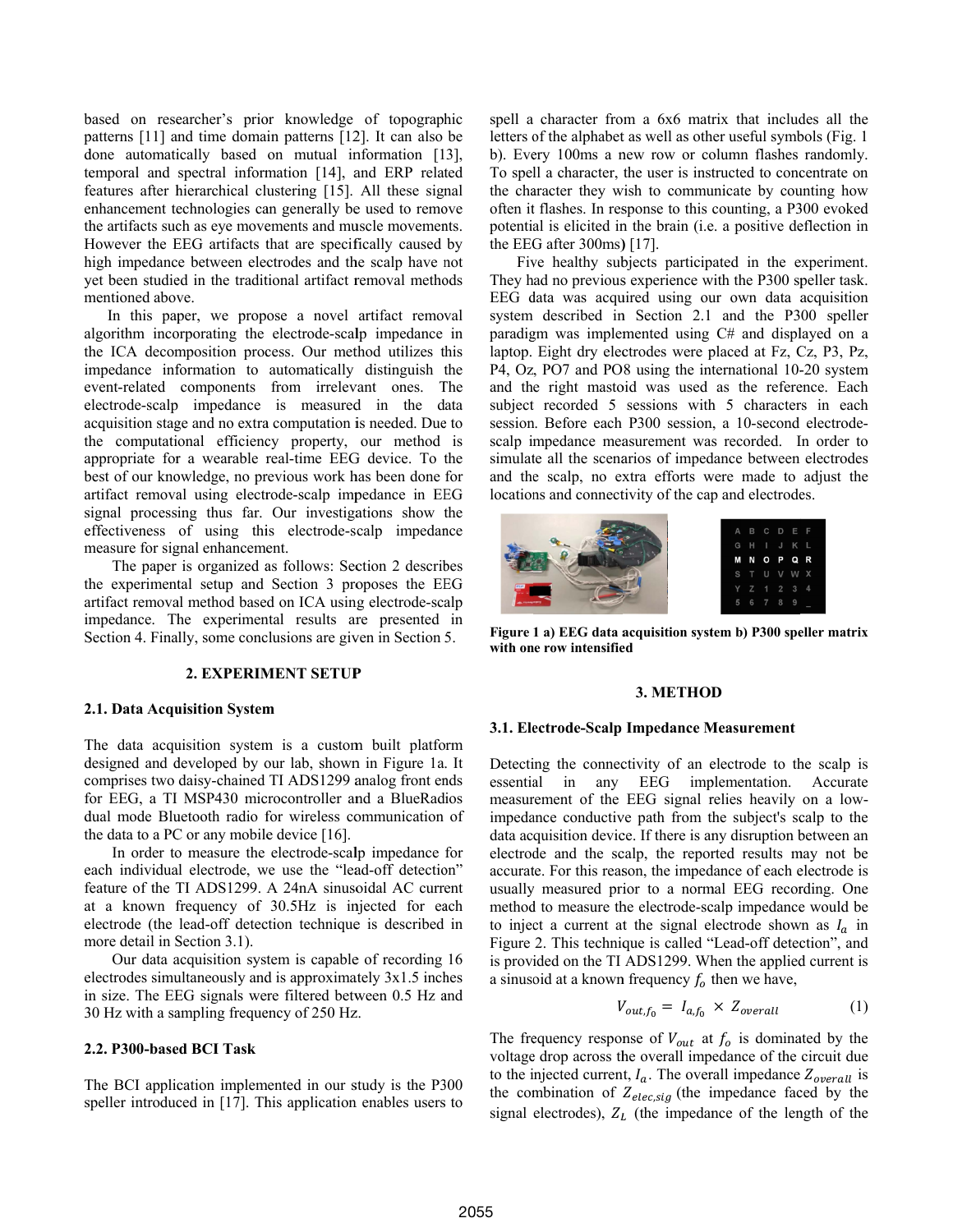based on researcher's prior knowledge of topographic patterns [11] and time domain patterns [12]. It can also be done automatically based on mutual information [13], temporal and spectral information [14], and ERP related features after hierarchical clustering [15]. All these signal enhancement technologies can generally be used to remove the artifacts such as eye movements and muscle movements. However the EEG artifacts that are specifically caused by high impedance between electrodes and the scalp have not yet been studied in the traditional artifact removal methods mentioned above.

In this paper, we propose a novel artifact removal algorithm incorporating the electrode-scalp impedance in the ICA decomposition process. Our method utilizes this impedance information to automatically distinguish the event-related components from irrelevant ones. The electrode-scalp impedance is measured in the data acquisition stage and no extra computation is needed. Due to the computational efficiency property, our method is appropriate for a wearable real-time EEG device. To the best of our knowledge, no previous work has been done for artifact removal using electrode-scalp impedance in EEG signal processing thus far. Our investigations show the effectiveness of using this electrode-scalp impedance measure for signal enhancement.

The paper is organized as follows: Section 2 describes the experimental setup and Section 3 proposes the EEG artifact removal method based on ICA using electrode-scalp impedance. The experimental results are presented in Section 4. Finally, some conclusions are given in Section 5.

## 2. EXPERIMENT SETUP

### 2.1. Data Acquisition System

The data acquisition system is a custom built platform designed and developed by our lab, shown in Figure 1a. It comprises two daisy-chained TI ADS1299 analog front ends for EEG, a TI MSP430 microcontroller and a BlueRadios dual mode Bluetooth radio for wireless communication of the data to a PC or any mobile device [16].

In order to measure the electrode-scalp impedance for each individual electrode, we use the "lead-off detection" feature of the TI ADS1299. A 24nA sinusoidal AC current at a known frequency of 30.5Hz is injected for each electrode (the lead-off detection technique is described in more detail in Section 3.1).

Our data acquisition system is capable of recording 16 electrodes simultaneously and is approximately 3x1.5 inches in size. The EEG signals were filtered between 0.5 Hz and 30 Hz with a sampling frequency of 250 Hz.

### 2.2. P300-based BCI Task

The BCI application implemented in our study is the P300 speller introduced in [17]. This application enables users to spell a character from a 6x6 matrix that includes all the letters of the alphabet as well as other useful symbols (Fig. 1 b). Every 100ms a new row or column flashes randomly. To spell a character, the user is instructed to concentrate on the character they wish to communicate by counting how often it flashes. In response to this counting, a P300 evoked potential is elicited in the brain (i.e. a positive deflection in the EEG after 300ms) [17].

Five healthy subjects participated in the experiment. They had no previous experience with the P300 speller task. EEG data was acquired using our own data acquisition system described in Section 2.1 and the P300 speller paradigm was implemented using C# and displayed on a laptop. Eight dry electrodes were placed at Fz, Cz, P3, Pz, P4, Oz, PO7 and PO8 using the international 10-20 system and the right mastoid was used as the reference. Each subject recorded 5 sessions with 5 characters in each session. Before each P300 session, a 10-second electrode-scalp impedance measurement was recorded. In order to simulate all the scenarios of impedance between electrodes and the scalp, no extra efforts were made to adjust the locations and connectivity of the cap and electrodes.

**Figure 1 a) EEG data acquisition system b) P300 speller matrix with one row intensified**

## 3. METHOD

### 3.1. Electrode-Scalp Impedance Measurement

Detecting the connectivity of an electrode to the scalp is essential in any EEG implementation. Accurate measurement of the EEG signal relies heavily on a low-impedance conductive path from the subject's scalp to the data acquisition device. If there is any disruption between an electrode and the scalp, the reported results may not be accurate. For this reason, the impedance of each electrode is usually measured prior to a normal EEG recording. One method to measure the electrode-scalp impedance would be to inject a current at the signal electrode shown as $I_a$ in Figure 2. This technique is called "Lead-off detection", and is provided on the TI ADS1299. When the applied current is a sinusoid at a known frequency $f_o$ then we have,

$$V_{out,f_0} = I_{a,f_0} \times Z_{overall} \qquad (1)$$

The frequency response of $V_{out}$ at $f_o$ is dominated by the voltage drop across the overall impedance of the circuit due to the injected current, $I_a$. The overall impedance $Z_{overall}$ is the combination of $Z_{elec,sig}$ (the impedance faced by the signal electrodes), $Z_L$ (the impedance of the length of the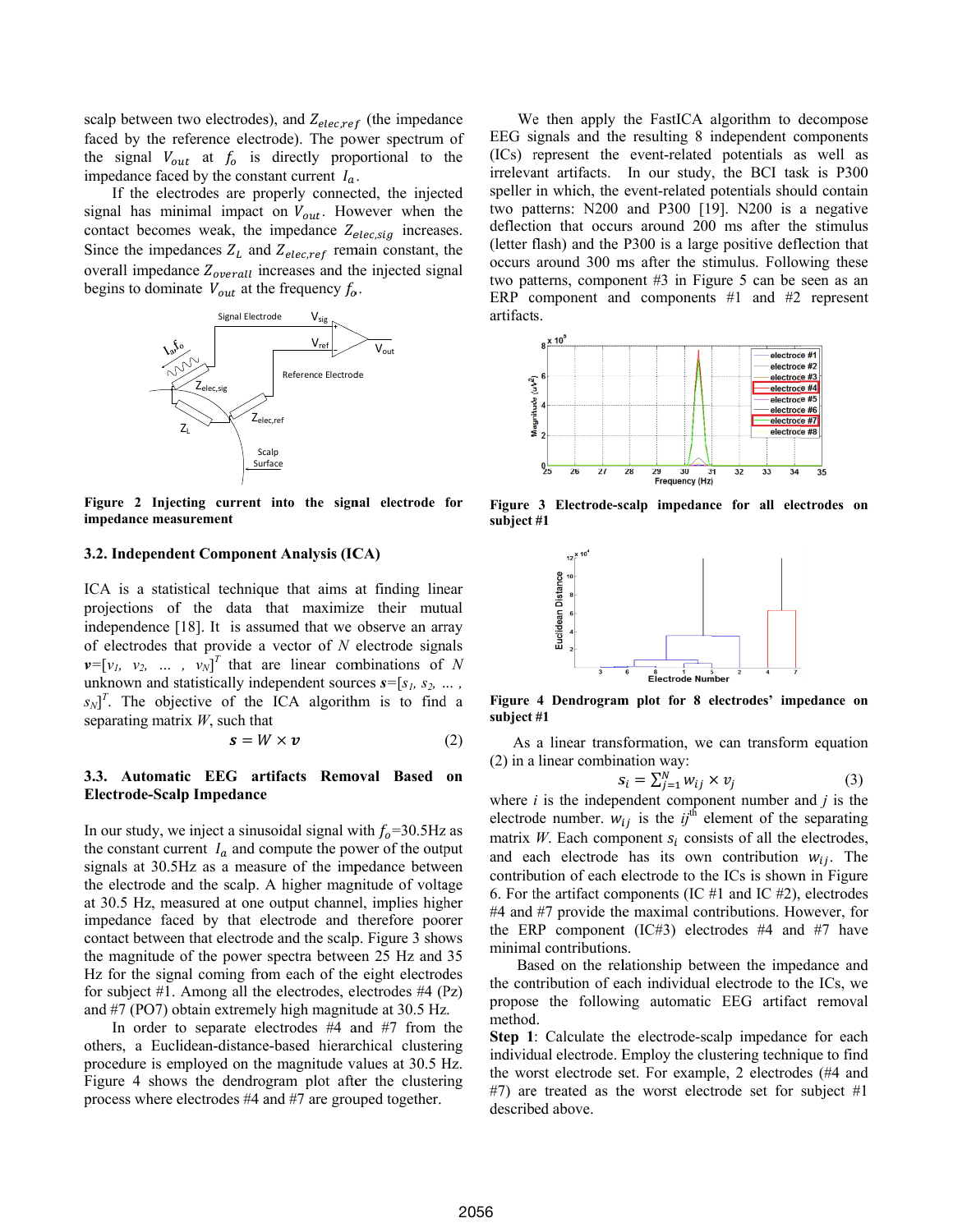scalp between two electrodes), and $Z_{elec,ref}$ (the impedance faced by the reference electrode). The power spectrum of the signal $V_{out}$ at $f_o$ is directly proportional to the impedance faced by the constant current $I_a$.

If the electrodes are properly connected, the injected signal has minimal impact on $V_{out}$. However when the contact becomes weak, the impedance $Z_{elec,sig}$ increases. Since the impedances $Z_L$ and $Z_{elec,ref}$ remain constant, the overall impedance $Z_{overall}$ increases and the injected signal begins to dominate $V_{out}$ at the frequency $f_o$.

**Figure 2 Injecting current into the signal electrode for impedance measurement**

### 3.2. Independent Component Analysis (ICA)

ICA is a statistical technique that aims at finding linear projections of the data that maximize their mutual independence [18]. It is assumed that we observe an array of electrodes that provide a vector of *N* electrode signals $\boldsymbol{v}=[v_1, v_2, \ldots, v_N]^T$ that are linear combinations of *N* unknown and statistically independent sources $\boldsymbol{s}=[s_1, s_2, \ldots, s_N]^T$. The objective of the ICA algorithm is to find a separating matrix *W*, such that

$$\boldsymbol{s} = W \times \boldsymbol{v} \tag{2}$$

### 3.3. Automatic EEG artifacts Removal Based on Electrode-Scalp Impedance

In our study, we inject a sinusoidal signal with $f_o$=30.5Hz as the constant current $I_a$ and compute the power of the output signals at 30.5Hz as a measure of the impedance between the electrode and the scalp. A higher magnitude of voltage at 30.5 Hz, measured at one output channel, implies higher impedance faced by that electrode and therefore poorer contact between that electrode and the scalp. Figure 3 shows the magnitude of the power spectra between 25 Hz and 35 Hz for the signal coming from each of the eight electrodes for subject #1. Among all the electrodes, electrodes #4 (Pz) and #7 (PO7) obtain extremely high magnitude at 30.5 Hz.

In order to separate electrodes #4 and #7 from the others, a Euclidean-distance-based hierarchical clustering procedure is employed on the magnitude values at 30.5 Hz. Figure 4 shows the dendrogram plot after the clustering process where electrodes #4 and #7 are grouped together.

We then apply the FastICA algorithm to decompose EEG signals and the resulting 8 independent components (ICs) represent the event-related potentials as well as irrelevant artifacts. In our study, the BCI task is P300 speller in which, the event-related potentials should contain two patterns: N200 and P300 [19]. N200 is a negative deflection that occurs around 200 ms after the stimulus (letter flash) and the P300 is a large positive deflection that occurs around 300 ms after the stimulus. Following these two patterns, component #3 in Figure 5 can be seen as an ERP component and components #1 and #2 represent artifacts.

**Figure 3 Electrode-scalp impedance for all electrodes on subject #1**

**Figure 4 Dendrogram plot for 8 electrodes' impedance on subject #1**

As a linear transformation, we can transform equation (2) in a linear combination way:

$$s_i = \sum_{j=1}^{N} w_{ij} \times v_j \tag{3}$$

where *i* is the independent component number and *j* is the electrode number. $w_{ij}$ is the $ij^{th}$ element of the separating matrix *W*. Each component $s_i$ consists of all the electrodes, and each electrode has its own contribution $w_{ij}$. The contribution of each electrode to the ICs is shown in Figure 6. For the artifact components (IC #1 and IC #2), electrodes #4 and #7 provide the maximal contributions. However, for the ERP component (IC#3) electrodes #4 and #7 have minimal contributions.

Based on the relationship between the impedance and the contribution of each individual electrode to the ICs, we propose the following automatic EEG artifact removal method.

**Step 1**: Calculate the electrode-scalp impedance for each individual electrode. Employ the clustering technique to find the worst electrode set. For example, 2 electrodes (#4 and #7) are treated as the worst electrode set for subject #1 described above.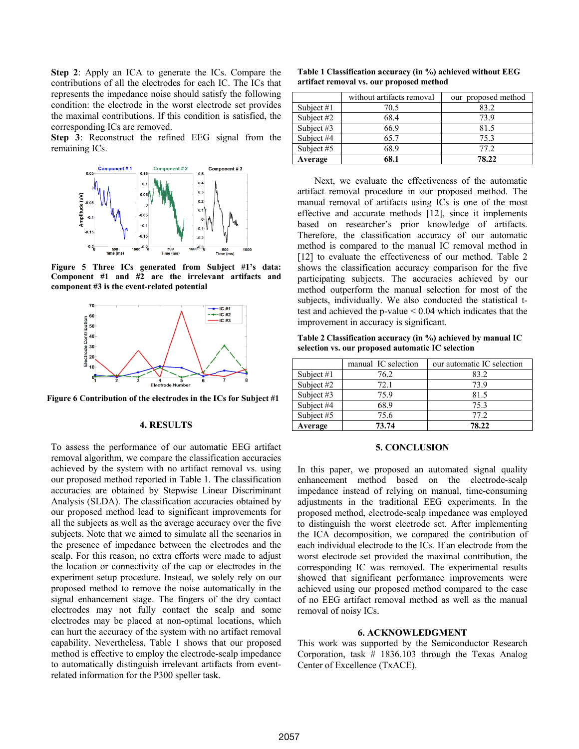**Step 2**: Apply an ICA to generate the ICs. Compare the contributions of all the electrodes for each IC. The ICs that represents the impedance noise should satisfy the following condition: the electrode in the worst electrode set provides the maximal contributions. If this condition is satisfied, the corresponding ICs are removed.

**Step 3**: Reconstruct the refined EEG signal from the remaining ICs.

**Figure 5 Three ICs generated from Subject #1's data: Component #1 and #2 are the irrelevant artifacts and component #3 is the event-related potential**

**Figure 6 Contribution of the electrodes in the ICs for Subject #1**

## 4. RESULTS

To assess the performance of our automatic EEG artifact removal algorithm, we compare the classification accuracies achieved by the system with no artifact removal vs. using our proposed method reported in Table 1. The classification accuracies are obtained by Stepwise Linear Discriminant Analysis (SLDA). The classification accuracies obtained by our proposed method lead to significant improvements for all the subjects as well as the average accuracy over the five subjects. Note that we aimed to simulate all the scenarios in the presence of impedance between the electrodes and the scalp. For this reason, no extra efforts were made to adjust the location or connectivity of the cap or electrodes in the experiment setup procedure. Instead, we solely rely on our proposed method to remove the noise automatically in the signal enhancement stage. The fingers of the dry contact electrodes may not fully contact the scalp and some electrodes may be placed at non-optimal locations, which can hurt the accuracy of the system with no artifact removal capability. Nevertheless, Table 1 shows that our proposed method is effective to employ the electrode-scalp impedance to automatically distinguish irrelevant artifacts from event-related information for the P300 speller task.

**Table 1 Classification accuracy (in %) achieved without EEG artifact removal vs. our proposed method**

| | without artifacts removal | our proposed method |
|---|---|---|
| Subject #1 | 70.5 | 83.2 |
| Subject #2 | 68.4 | 73.9 |
| Subject #3 | 66.9 | 81.5 |
| Subject #4 | 65.7 | 75.3 |
| Subject #5 | 68.9 | 77.2 |
| **Average** | **68.1** | **78.22** |

Next, we evaluate the effectiveness of the automatic artifact removal procedure in our proposed method. The manual removal of artifacts using ICs is one of the most effective and accurate methods [12], since it implements based on researcher's prior knowledge of artifacts. Therefore, the classification accuracy of our automatic method is compared to the manual IC removal method in [12] to evaluate the effectiveness of our method. Table 2 shows the classification accuracy comparison for the five participating subjects. The accuracies achieved by our method outperform the manual selection for most of the subjects, individually. We also conducted the statistical t-test and achieved the p-value $< 0.04$ which indicates that the improvement in accuracy is significant.

**Table 2 Classification accuracy (in %) achieved by manual IC selection vs. our proposed automatic IC selection**

| | manual IC selection | our automatic IC selection |
|---|---|---|
| Subject #1 | 76.2 | 83.2 |
| Subject #2 | 72.1 | 73.9 |
| Subject #3 | 75.9 | 81.5 |
| Subject #4 | 68.9 | 75.3 |
| Subject #5 | 75.6 | 77.2 |
| **Average** | **73.74** | **78.22** |

## 5. CONCLUSION

In this paper, we proposed an automated signal quality enhancement method based on the electrode-scalp impedance instead of relying on manual, time-consuming adjustments in the traditional EEG experiments. In the proposed method, electrode-scalp impedance was employed to distinguish the worst electrode set. After implementing the ICA decomposition, we compared the contribution of each individual electrode to the ICs. If an electrode from the worst electrode set provided the maximal contribution, the corresponding IC was removed. The experimental results showed that significant performance improvements were achieved using our proposed method compared to the case of no EEG artifact removal method as well as the manual removal of noisy ICs.

## 6. ACKNOWLEDGMENT

This work was supported by the Semiconductor Research Corporation, task # 1836.103 through the Texas Analog Center of Excellence (TxACE).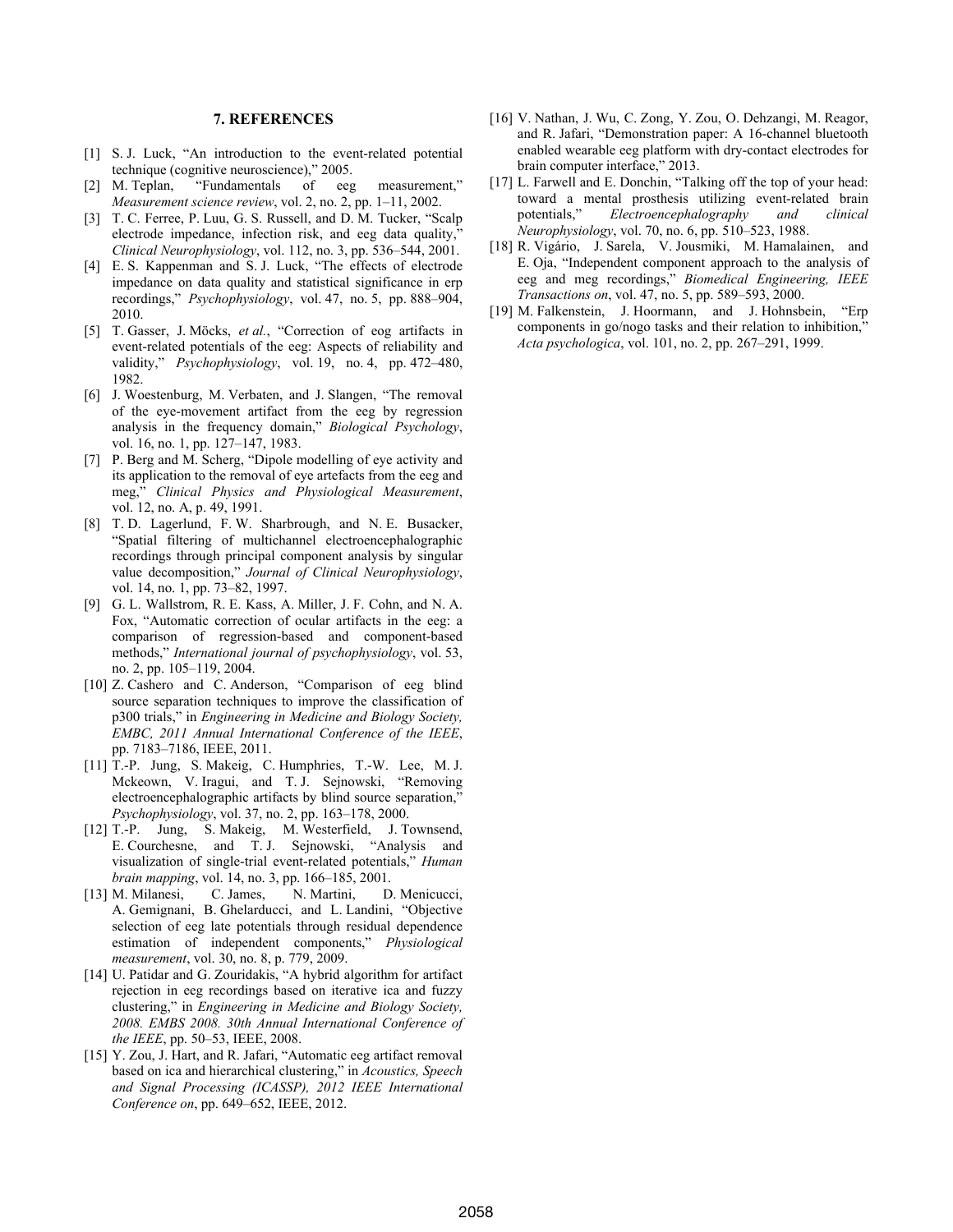## 7. REFERENCES

[1] S. J. Luck, "An introduction to the event-related potential technique (cognitive neuroscience)," 2005.

[2] M. Teplan, "Fundamentals of eeg measurement," *Measurement science review*, vol. 2, no. 2, pp. 1–11, 2002.

[3] T. C. Ferree, P. Luu, G. S. Russell, and D. M. Tucker, "Scalp electrode impedance, infection risk, and eeg data quality," *Clinical Neurophysiology*, vol. 112, no. 3, pp. 536–544, 2001.

[4] E. S. Kappenman and S. J. Luck, "The effects of electrode impedance on data quality and statistical significance in erp recordings," *Psychophysiology*, vol. 47, no. 5, pp. 888–904, 2010.

[5] T. Gasser, J. Möcks, *et al.*, "Correction of eog artifacts in event-related potentials of the eeg: Aspects of reliability and validity," *Psychophysiology*, vol. 19, no. 4, pp. 472–480, 1982.

[6] J. Woestenburg, M. Verbaten, and J. Slangen, "The removal of the eye-movement artifact from the eeg by regression analysis in the frequency domain," *Biological Psychology*, vol. 16, no. 1, pp. 127–147, 1983.

[7] P. Berg and M. Scherg, "Dipole modelling of eye activity and its application to the removal of eye artefacts from the eeg and meg," *Clinical Physics and Physiological Measurement*, vol. 12, no. A, p. 49, 1991.

[8] T. D. Lagerlund, F. W. Sharbrough, and N. E. Busacker, "Spatial filtering of multichannel electroencephalographic recordings through principal component analysis by singular value decomposition," *Journal of Clinical Neurophysiology*, vol. 14, no. 1, pp. 73–82, 1997.

[9] G. L. Wallstrom, R. E. Kass, A. Miller, J. F. Cohn, and N. A. Fox, "Automatic correction of ocular artifacts in the eeg: a comparison of regression-based and component-based methods," *International journal of psychophysiology*, vol. 53, no. 2, pp. 105–119, 2004.

[10] Z. Cashero and C. Anderson, "Comparison of eeg blind source separation techniques to improve the classification of p300 trials," in *Engineering in Medicine and Biology Society, EMBC, 2011 Annual International Conference of the IEEE*, pp. 7183–7186, IEEE, 2011.

[11] T.-P. Jung, S. Makeig, C. Humphries, T.-W. Lee, M. J. Mckeown, V. Iragui, and T. J. Sejnowski, "Removing electroencephalographic artifacts by blind source separation," *Psychophysiology*, vol. 37, no. 2, pp. 163–178, 2000.

[12] T.-P. Jung, S. Makeig, M. Westerfield, J. Townsend, E. Courchesne, and T. J. Sejnowski, "Analysis and visualization of single-trial event-related potentials," *Human brain mapping*, vol. 14, no. 3, pp. 166–185, 2001.

[13] M. Milanesi, C. James, N. Martini, D. Menicucci, A. Gemignani, B. Ghelarducci, and L. Landini, "Objective selection of eeg late potentials through residual dependence estimation of independent components," *Physiological measurement*, vol. 30, no. 8, p. 779, 2009.

[14] U. Patidar and G. Zouridakis, "A hybrid algorithm for artifact rejection in eeg recordings based on iterative ica and fuzzy clustering," in *Engineering in Medicine and Biology Society, 2008. EMBS 2008. 30th Annual International Conference of the IEEE*, pp. 50–53, IEEE, 2008.

[15] Y. Zou, J. Hart, and R. Jafari, "Automatic eeg artifact removal based on ica and hierarchical clustering," in *Acoustics, Speech and Signal Processing (ICASSP), 2012 IEEE International Conference on*, pp. 649–652, IEEE, 2012.

[16] V. Nathan, J. Wu, C. Zong, Y. Zou, O. Dehzangi, M. Reagor, and R. Jafari, "Demonstration paper: A 16-channel bluetooth enabled wearable eeg platform with dry-contact electrodes for brain computer interface," 2013.

[17] L. Farwell and E. Donchin, "Talking off the top of your head: toward a mental prosthesis utilizing event-related brain potentials," *Electroencephalography and clinical Neurophysiology*, vol. 70, no. 6, pp. 510–523, 1988.

[18] R. Vigário, J. Sarela, V. Jousmiki, M. Hamalainen, and E. Oja, "Independent component approach to the analysis of eeg and meg recordings," *Biomedical Engineering, IEEE Transactions on*, vol. 47, no. 5, pp. 589–593, 2000.

[19] M. Falkenstein, J. Hoormann, and J. Hohnsbein, "Erp components in go/nogo tasks and their relation to inhibition," *Acta psychologica*, vol. 101, no. 2, pp. 267–291, 1999.